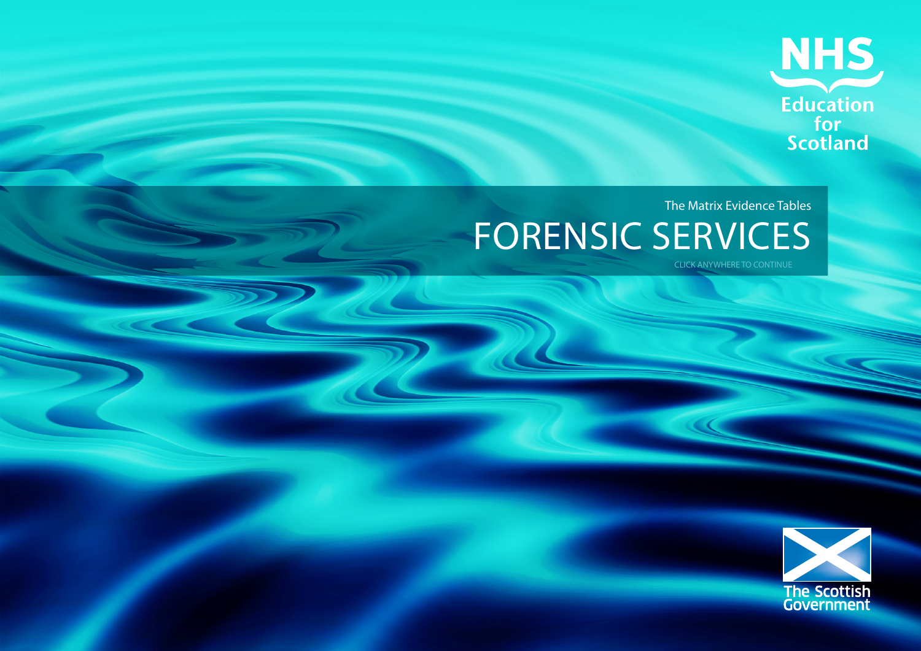NHS Education for Scotland

The Matrix Evidence Tables

# FORENSIC SERVICES

CLICK ANYWHERE TO CONTINUE

The Scottish Government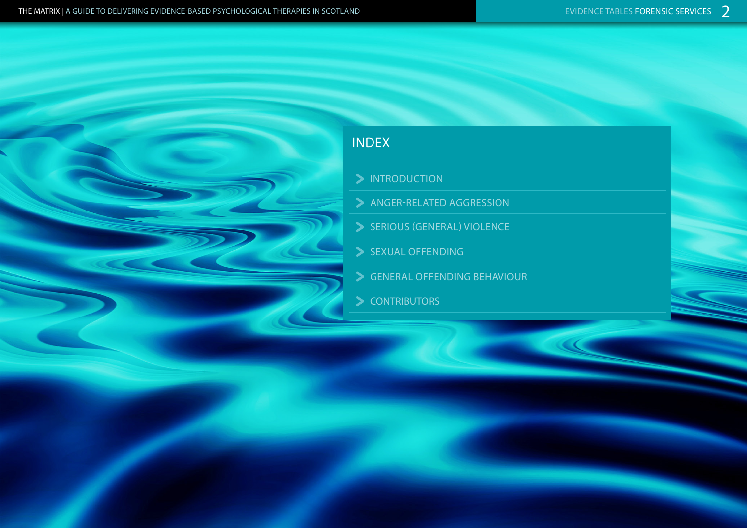# INDEX

- INTRODUCTION
- ANGER-RELATED AGGRESSION
- SERIOUS (GENERAL) VIOLENCE
- SEXUAL OFFENDING
- GENERAL OFFENDING BEHAVIOUR
- CONTRIBUTORS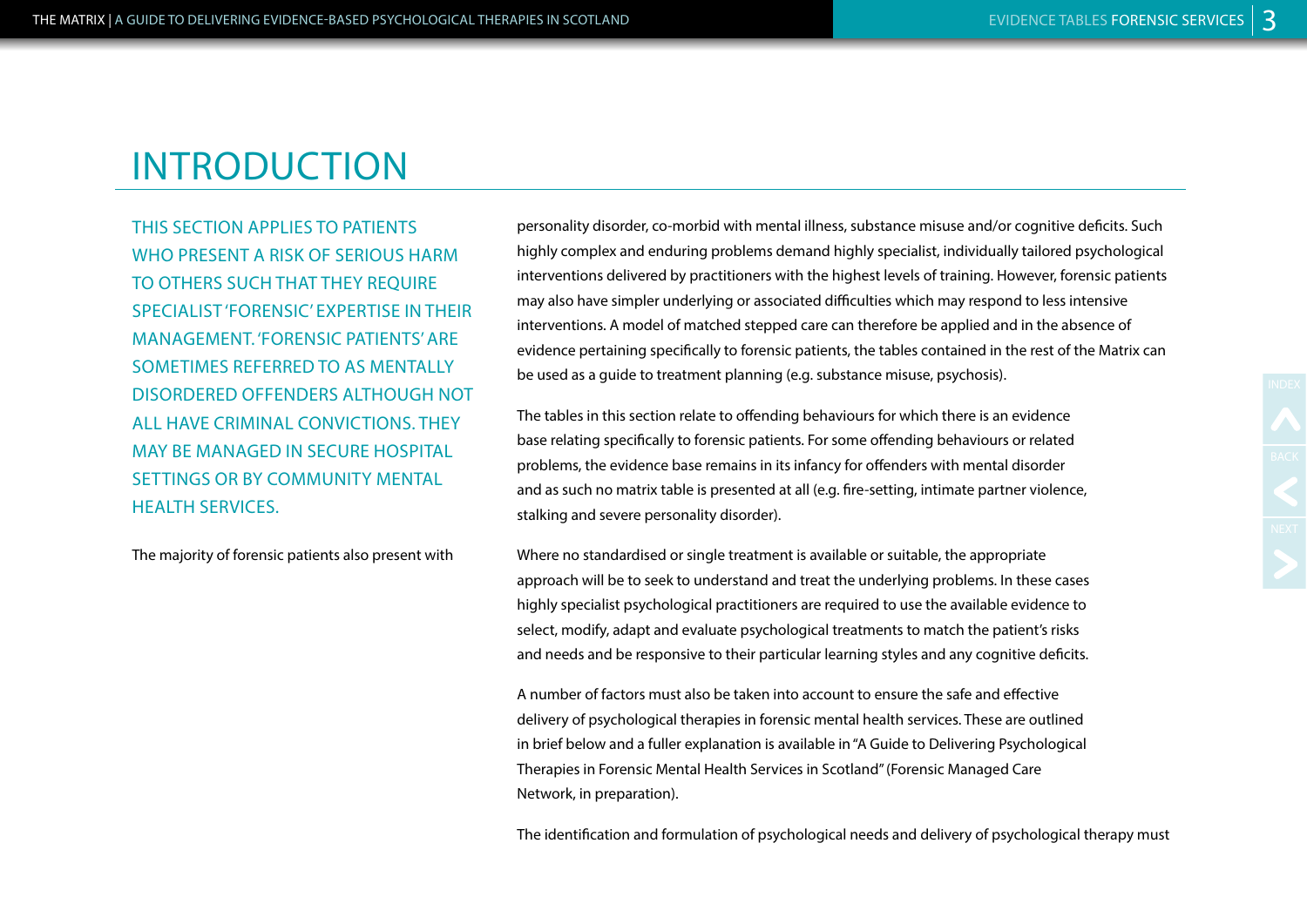# INTRODUCTION

THIS SECTION APPLIES TO PATIENTS WHO PRESENT A RISK OF SERIOUS HARM TO OTHERS SUCH THAT THEY REQUIRE SPECIALIST 'FORENSIC' EXPERTISE IN THEIR MANAGEMENT. 'FORENSIC PATIENTS' ARE SOMETIMES REFERRED TO AS MENTALLY DISORDERED OFFENDERS ALTHOUGH NOT ALL HAVE CRIMINAL CONVICTIONS. THEY MAY BE MANAGED IN SECURE HOSPITAL SETTINGS OR BY COMMUNITY MENTAL HEALTH SERVICES.

The majority of forensic patients also present with personality disorder, co-morbid with mental illness, substance misuse and/or cognitive deficits. Such highly complex and enduring problems demand highly specialist, individually tailored psychological interventions delivered by practitioners with the highest levels of training. However, forensic patients may also have simpler underlying or associated difficulties which may respond to less intensive interventions. A model of matched stepped care can therefore be applied and in the absence of evidence pertaining specifically to forensic patients, the tables contained in the rest of the Matrix can be used as a guide to treatment planning (e.g. substance misuse, psychosis).

The tables in this section relate to offending behaviours for which there is an evidence base relating specifically to forensic patients. For some offending behaviours or related problems, the evidence base remains in its infancy for offenders with mental disorder and as such no matrix table is presented at all (e.g. fire-setting, intimate partner violence, stalking and severe personality disorder).

Where no standardised or single treatment is available or suitable, the appropriate approach will be to seek to understand and treat the underlying problems. In these cases highly specialist psychological practitioners are required to use the available evidence to select, modify, adapt and evaluate psychological treatments to match the patient's risks and needs and be responsive to their particular learning styles and any cognitive deficits.

A number of factors must also be taken into account to ensure the safe and effective delivery of psychological therapies in forensic mental health services. These are outlined in brief below and a fuller explanation is available in "A Guide to Delivering Psychological Therapies in Forensic Mental Health Services in Scotland" (Forensic Managed Care Network, in preparation).

The identification and formulation of psychological needs and delivery of psychological therapy must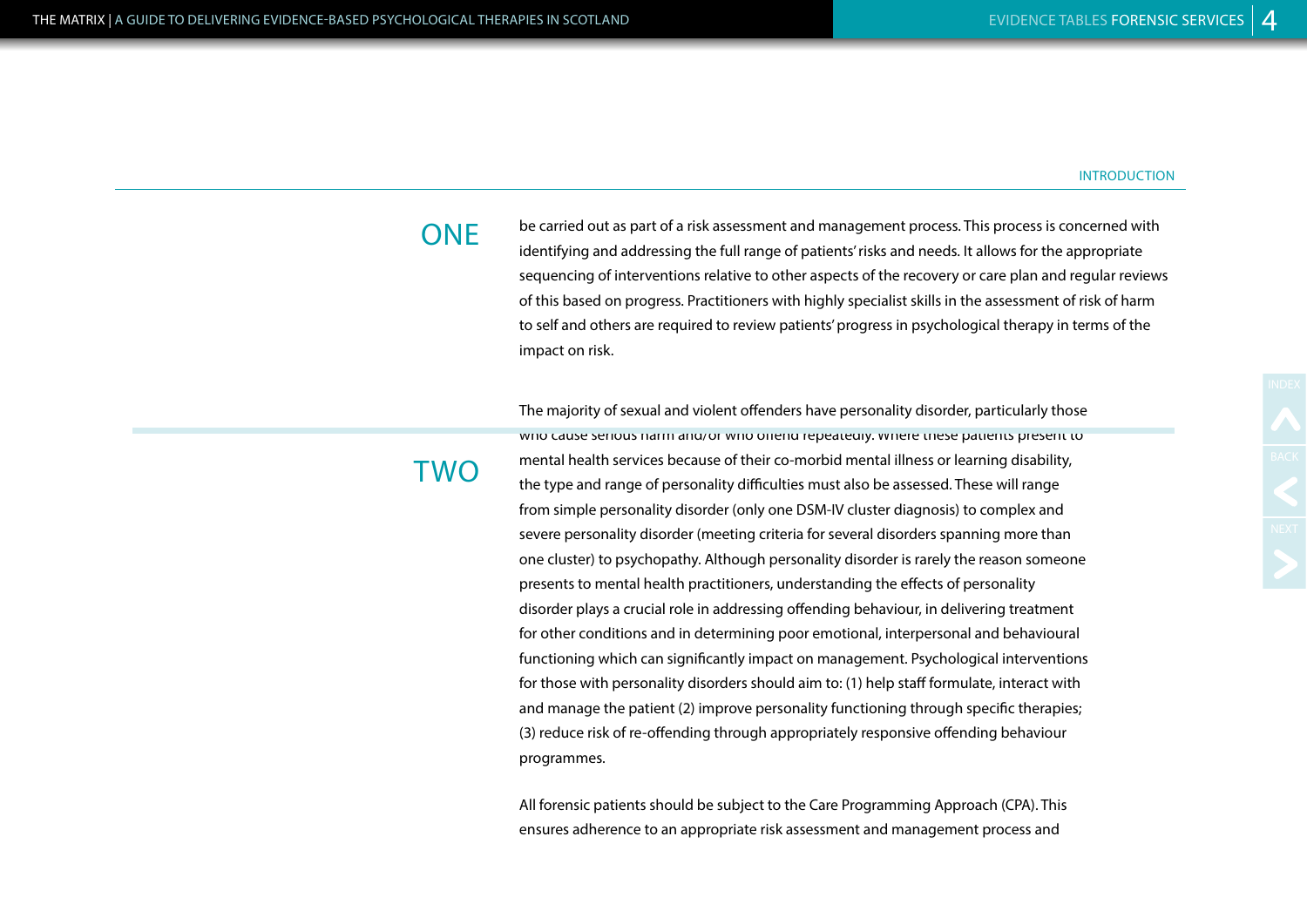INTRODUCTION

## ONE

be carried out as part of a risk assessment and management process. This process is concerned with identifying and addressing the full range of patients' risks and needs. It allows for the appropriate sequencing of interventions relative to other aspects of the recovery or care plan and regular reviews of this based on progress. Practitioners with highly specialist skills in the assessment of risk of harm to self and others are required to review patients' progress in psychological therapy in terms of the impact on risk.

## TWO

The majority of sexual and violent offenders have personality disorder, particularly those who cause serious harm and/or who offend repeatedly. Where these patients present to mental health services because of their co-morbid mental illness or learning disability, the type and range of personality difficulties must also be assessed. These will range from simple personality disorder (only one DSM-IV cluster diagnosis) to complex and severe personality disorder (meeting criteria for several disorders spanning more than one cluster) to psychopathy. Although personality disorder is rarely the reason someone presents to mental health practitioners, understanding the effects of personality disorder plays a crucial role in addressing offending behaviour, in delivering treatment for other conditions and in determining poor emotional, interpersonal and behavioural functioning which can significantly impact on management. Psychological interventions for those with personality disorders should aim to: (1) help staff formulate, interact with and manage the patient (2) improve personality functioning through specific therapies; (3) reduce risk of re-offending through appropriately responsive offending behaviour programmes.

All forensic patients should be subject to the Care Programming Approach (CPA). This ensures adherence to an appropriate risk assessment and management process and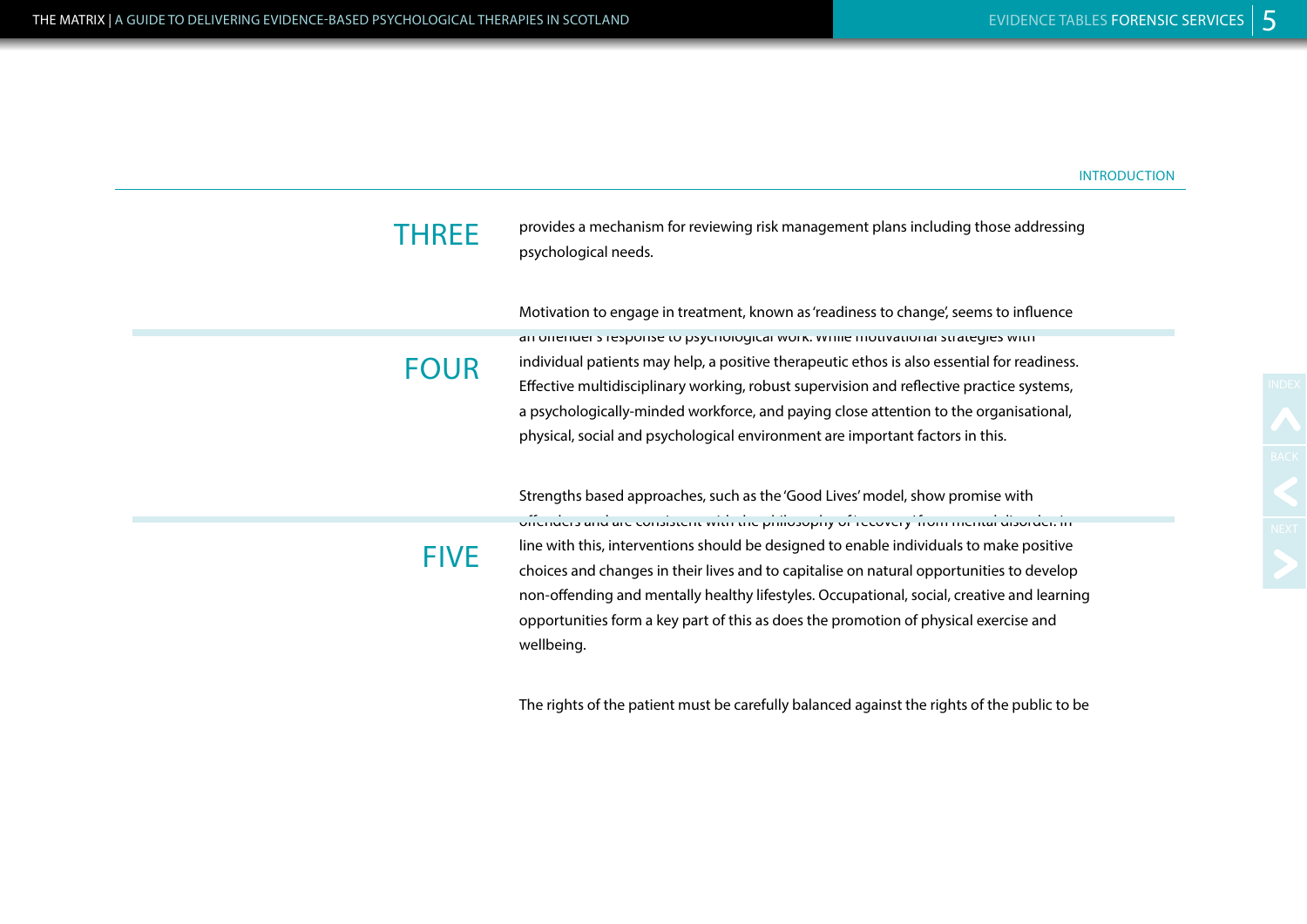INTRODUCTION

## THREE

provides a mechanism for reviewing risk management plans including those addressing psychological needs.

## FOUR

Motivation to engage in treatment, known as 'readiness to change', seems to influence an offender's response to psychological work. While motivational strategies with individual patients may help, a positive therapeutic ethos is also essential for readiness. Effective multidisciplinary working, robust supervision and reflective practice systems, a psychologically-minded workforce, and paying close attention to the organisational, physical, social and psychological environment are important factors in this.

## FIVE

Strengths based approaches, such as the 'Good Lives' model, show promise with offenders and are consistent with the philosophy of 'recovery' from mental disorder. In line with this, interventions should be designed to enable individuals to make positive choices and changes in their lives and to capitalise on natural opportunities to develop non-offending and mentally healthy lifestyles. Occupational, social, creative and learning opportunities form a key part of this as does the promotion of physical exercise and wellbeing.

The rights of the patient must be carefully balanced against the rights of the public to be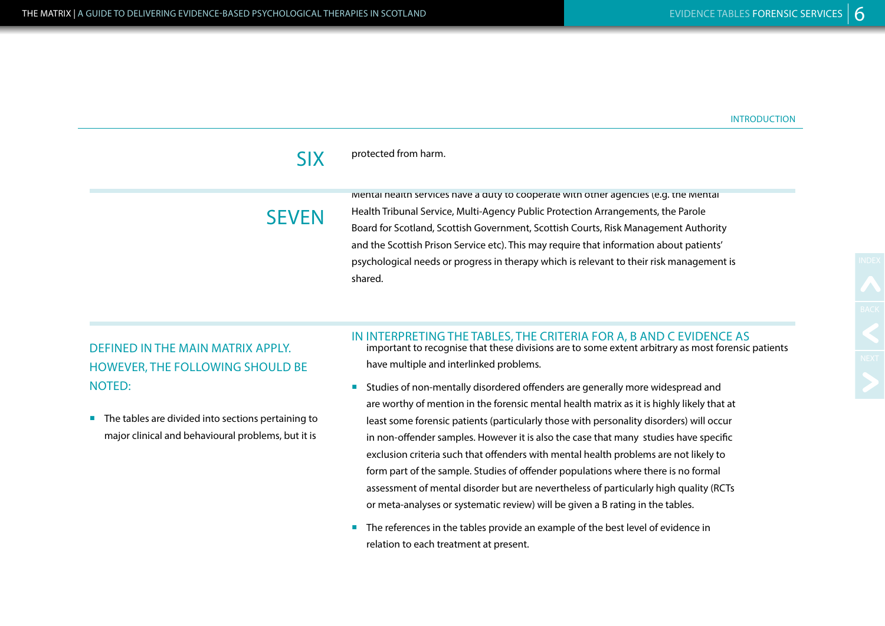## SIX

protected from harm.

## SEVEN

Mental health services have a duty to cooperate with other agencies (e.g. the Mental Health Tribunal Service, Multi-Agency Public Protection Arrangements, the Parole Board for Scotland, Scottish Government, Scottish Courts, Risk Management Authority and the Scottish Prison Service etc). This may require that information about patients' psychological needs or progress in therapy which is relevant to their risk management is shared.

## IN INTERPRETING THE TABLES, THE CRITERIA FOR A, B AND C EVIDENCE AS DEFINED IN THE MAIN MATRIX APPLY. HOWEVER, THE FOLLOWING SHOULD BE NOTED:

- The tables are divided into sections pertaining to major clinical and behavioural problems, but it is important to recognise that these divisions are to some extent arbitrary as most forensic patients have multiple and interlinked problems.
- Studies of non-mentally disordered offenders are generally more widespread and are worthy of mention in the forensic mental health matrix as it is highly likely that at least some forensic patients (particularly those with personality disorders) will occur in non-offender samples. However it is also the case that many studies have specific exclusion criteria such that offenders with mental health problems are not likely to form part of the sample. Studies of offender populations where there is no formal assessment of mental disorder but are nevertheless of particularly high quality (RCTs or meta-analyses or systematic review) will be given a B rating in the tables.
- The references in the tables provide an example of the best level of evidence in relation to each treatment at present.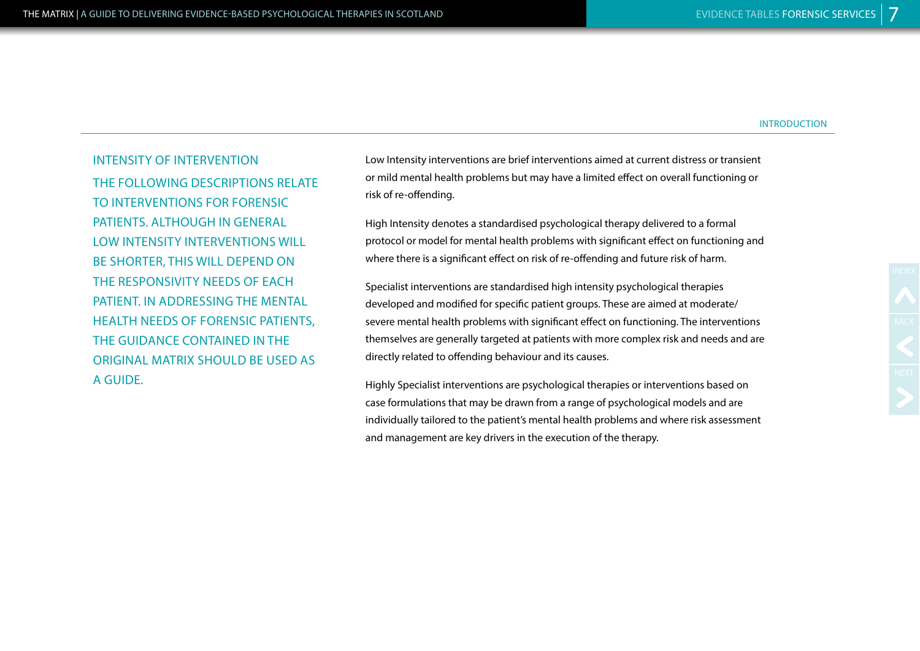## INTENSITY OF INTERVENTION

THE FOLLOWING DESCRIPTIONS RELATE TO INTERVENTIONS FOR FORENSIC PATIENTS. ALTHOUGH IN GENERAL LOW INTENSITY INTERVENTIONS WILL BE SHORTER, THIS WILL DEPEND ON THE RESPONSIVITY NEEDS OF EACH PATIENT. IN ADDRESSING THE MENTAL HEALTH NEEDS OF FORENSIC PATIENTS, THE GUIDANCE CONTAINED IN THE ORIGINAL MATRIX SHOULD BE USED AS A GUIDE.

Low Intensity interventions are brief interventions aimed at current distress or transient or mild mental health problems but may have a limited effect on overall functioning or risk of re-offending.

High Intensity denotes a standardised psychological therapy delivered to a formal protocol or model for mental health problems with significant effect on functioning and where there is a significant effect on risk of re-offending and future risk of harm.

Specialist interventions are standardised high intensity psychological therapies developed and modified for specific patient groups. These are aimed at moderate/severe mental health problems with significant effect on functioning. The interventions themselves are generally targeted at patients with more complex risk and needs and are directly related to offending behaviour and its causes.

Highly Specialist interventions are psychological therapies or interventions based on case formulations that may be drawn from a range of psychological models and are individually tailored to the patient's mental health problems and where risk assessment and management are key drivers in the execution of the therapy.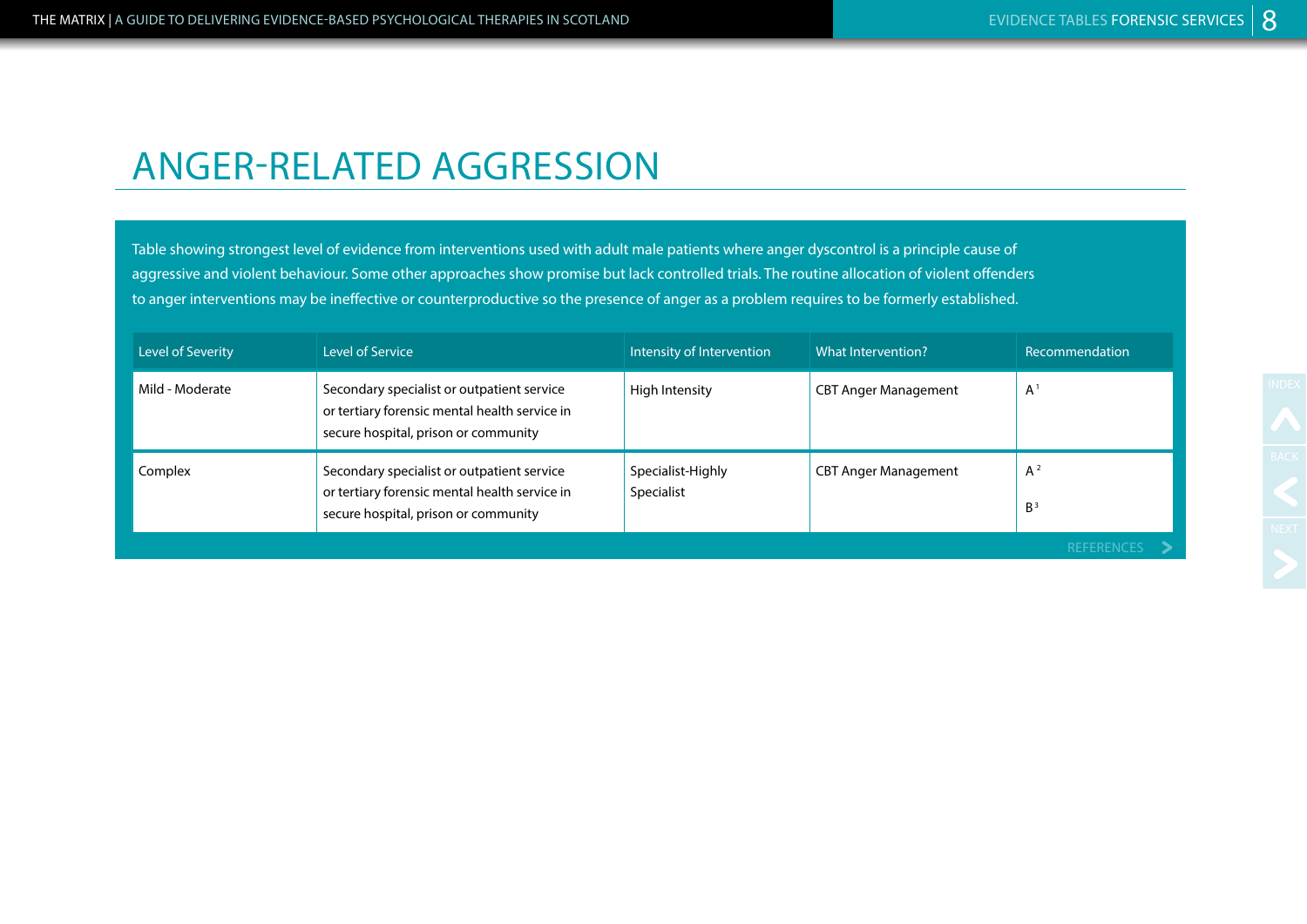# ANGER-RELATED AGGRESSION

Table showing strongest level of evidence from interventions used with adult male patients where anger dyscontrol is a principle cause of aggressive and violent behaviour. Some other approaches show promise but lack controlled trials. The routine allocation of violent offenders to anger interventions may be ineffective or counterproductive so the presence of anger as a problem requires to be formerly established.

| Level of Severity | Level of Service | Intensity of Intervention | What Intervention? | Recommendation |
|---|---|---|---|---|
| Mild - Moderate | Secondary specialist or outpatient service or tertiary forensic mental health service in secure hospital, prison or community | High Intensity | CBT Anger Management | A [1] |
| Complex | Secondary specialist or outpatient service or tertiary forensic mental health service in secure hospital, prison or community | Specialist-Highly Specialist | CBT Anger Management | A [2]<br>B [3] |

REFERENCES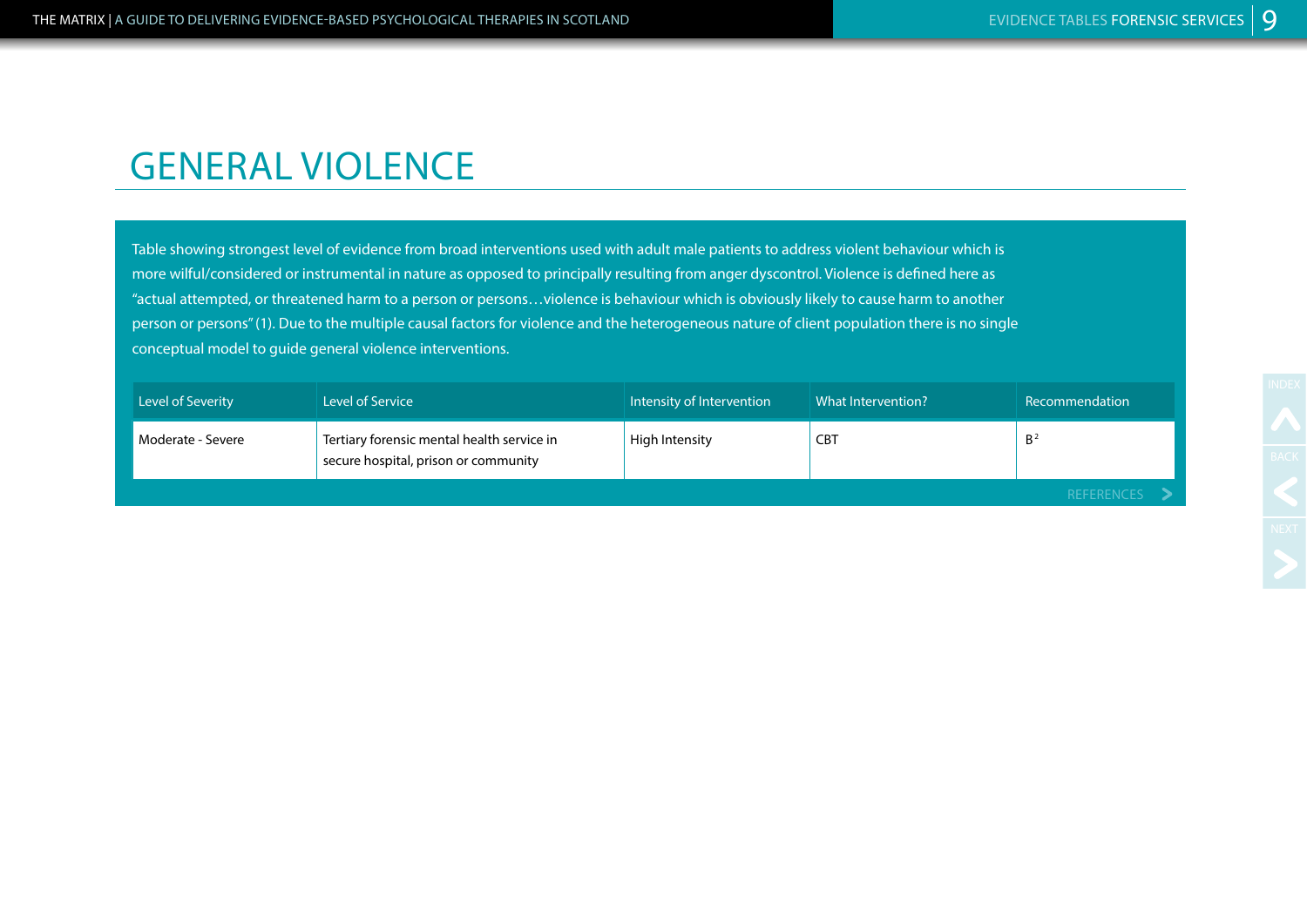# GENERAL VIOLENCE

Table showing strongest level of evidence from broad interventions used with adult male patients to address violent behaviour which is more wilful/considered or instrumental in nature as opposed to principally resulting from anger dyscontrol. Violence is defined here as "actual attempted, or threatened harm to a person or persons…violence is behaviour which is obviously likely to cause harm to another person or persons" (1). Due to the multiple causal factors for violence and the heterogeneous nature of client population there is no single conceptual model to guide general violence interventions.

| Level of Severity | Level of Service | Intensity of Intervention | What Intervention? | Recommendation |
|---|---|---|---|---|
| Moderate - Severe | Tertiary forensic mental health service in secure hospital, prison or community | High Intensity | CBT | B[2] |

REFERENCES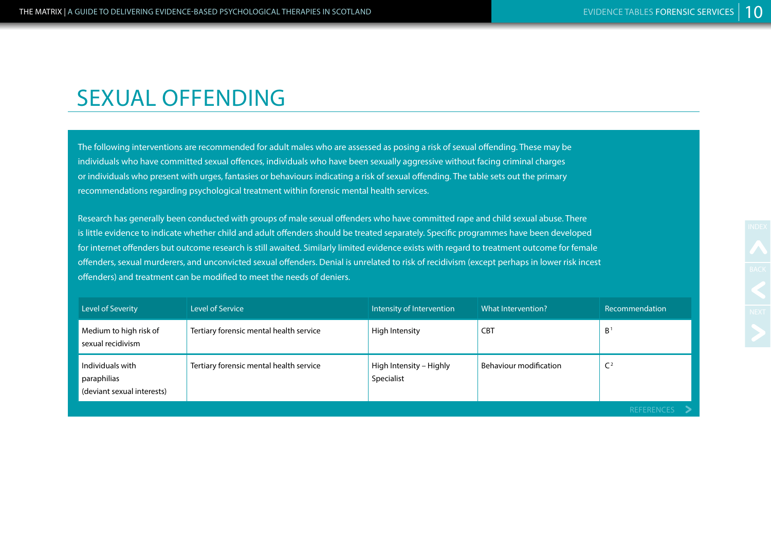# SEXUAL OFFENDING

The following interventions are recommended for adult males who are assessed as posing a risk of sexual offending. These may be individuals who have committed sexual offences, individuals who have been sexually aggressive without facing criminal charges or individuals who present with urges, fantasies or behaviours indicating a risk of sexual offending. The table sets out the primary recommendations regarding psychological treatment within forensic mental health services.

Research has generally been conducted with groups of male sexual offenders who have committed rape and child sexual abuse. There is little evidence to indicate whether child and adult offenders should be treated separately. Specific programmes have been developed for internet offenders but outcome research is still awaited. Similarly limited evidence exists with regard to treatment outcome for female offenders, sexual murderers, and unconvicted sexual offenders. Denial is unrelated to risk of recidivism (except perhaps in lower risk incest offenders) and treatment can be modified to meet the needs of deniers.

| Level of Severity | Level of Service | Intensity of Intervention | What Intervention? | Recommendation |
|---|---|---|---|---|
| Medium to high risk of sexual recidivism | Tertiary forensic mental health service | High Intensity | CBT | B [1] |
| Individuals with paraphilias (deviant sexual interests) | Tertiary forensic mental health service | High Intensity – Highly Specialist | Behaviour modification | C [2] |

REFERENCES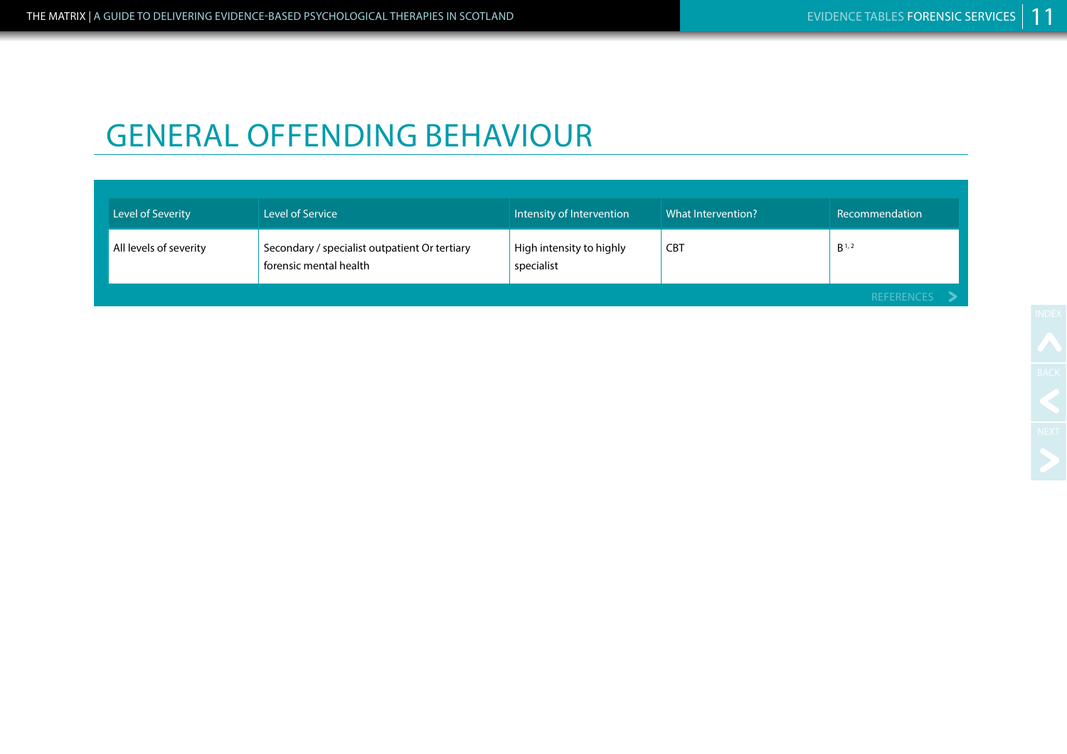# GENERAL OFFENDING BEHAVIOUR

| Level of Severity | Level of Service | Intensity of Intervention | What Intervention? | Recommendation |
|---|---|---|---|---|
| All levels of severity | Secondary / specialist outpatient Or tertiary forensic mental health | High intensity to highly specialist | CBT | B [1,2] |

REFERENCES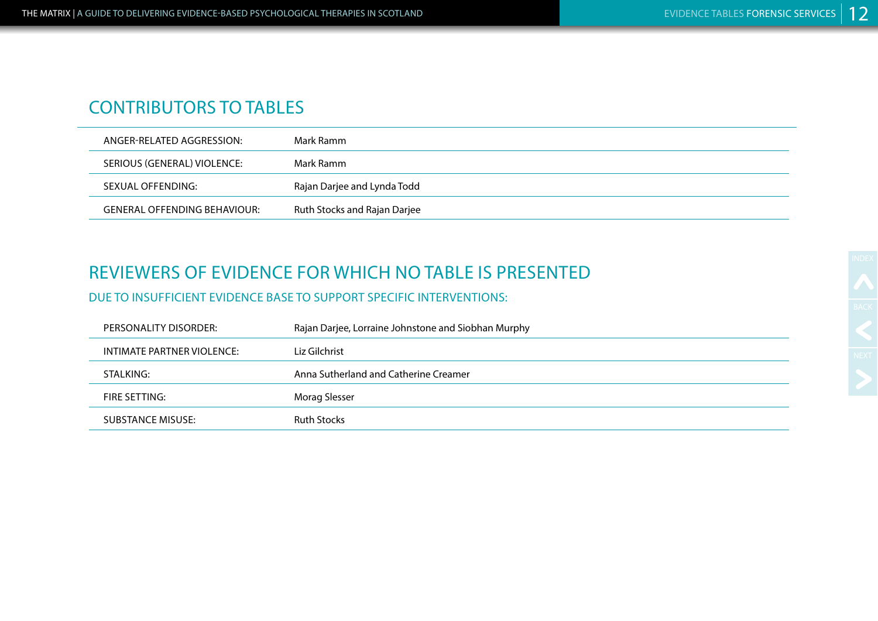## CONTRIBUTORS TO TABLES

| | |
|---|---|
| ANGER-RELATED AGGRESSION: | Mark Ramm |
| SERIOUS (GENERAL) VIOLENCE: | Mark Ramm |
| SEXUAL OFFENDING: | Rajan Darjee and Lynda Todd |
| GENERAL OFFENDING BEHAVIOUR: | Ruth Stocks and Rajan Darjee |

## REVIEWERS OF EVIDENCE FOR WHICH NO TABLE IS PRESENTED

### DUE TO INSUFFICIENT EVIDENCE BASE TO SUPPORT SPECIFIC INTERVENTIONS:

| | |
|---|---|
| PERSONALITY DISORDER: | Rajan Darjee, Lorraine Johnstone and Siobhan Murphy |
| INTIMATE PARTNER VIOLENCE: | Liz Gilchrist |
| STALKING: | Anna Sutherland and Catherine Creamer |
| FIRE SETTING: | Morag Slesser |
| SUBSTANCE MISUSE: | Ruth Stocks |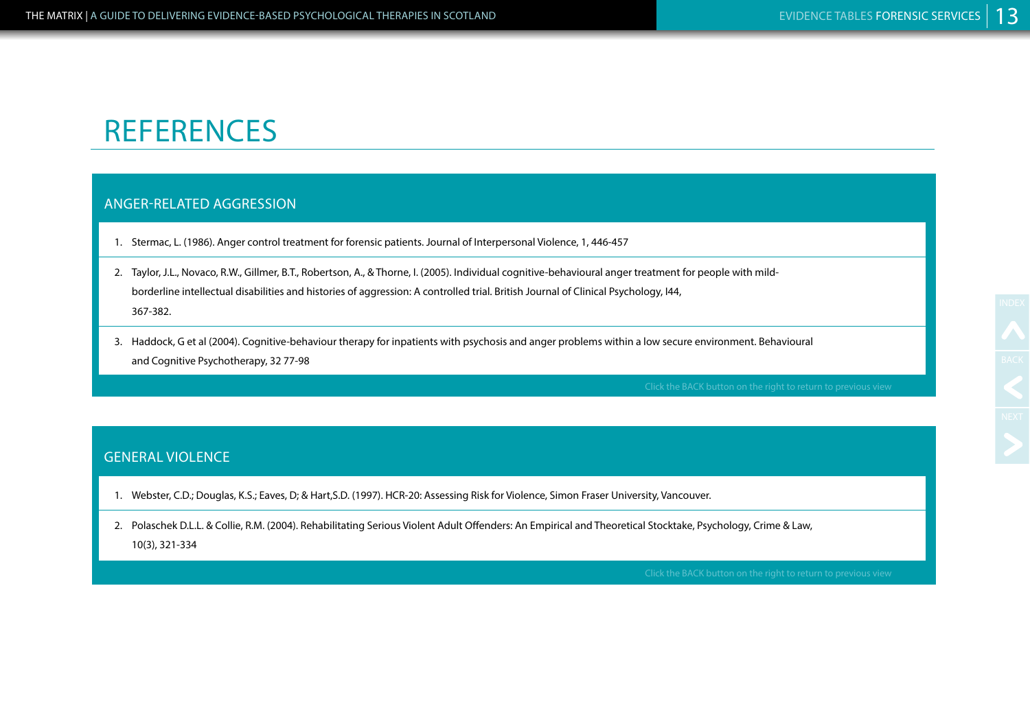# REFERENCES

## ANGER-RELATED AGGRESSION

1. Stermac, L. (1986). Anger control treatment for forensic patients. Journal of Interpersonal Violence, 1, 446-457
2. Taylor, J.L., Novaco, R.W., Gillmer, B.T., Robertson, A., & Thorne, I. (2005). Individual cognitive-behavioural anger treatment for people with mild-borderline intellectual disabilities and histories of aggression: A controlled trial. British Journal of Clinical Psychology, I44, 367-382.
3. Haddock, G et al (2004). Cognitive-behaviour therapy for inpatients with psychosis and anger problems within a low secure environment. Behavioural and Cognitive Psychotherapy, 32 77-98

Click the BACK button on the right to return to previous view

## GENERAL VIOLENCE

1. Webster, C.D.; Douglas, K.S.; Eaves, D; & Hart,S.D. (1997). HCR-20: Assessing Risk for Violence, Simon Fraser University, Vancouver.
2. Polaschek D.L.L. & Collie, R.M. (2004). Rehabilitating Serious Violent Adult Offenders: An Empirical and Theoretical Stocktake, Psychology, Crime & Law, 10(3), 321-334

Click the BACK button on the right to return to previous view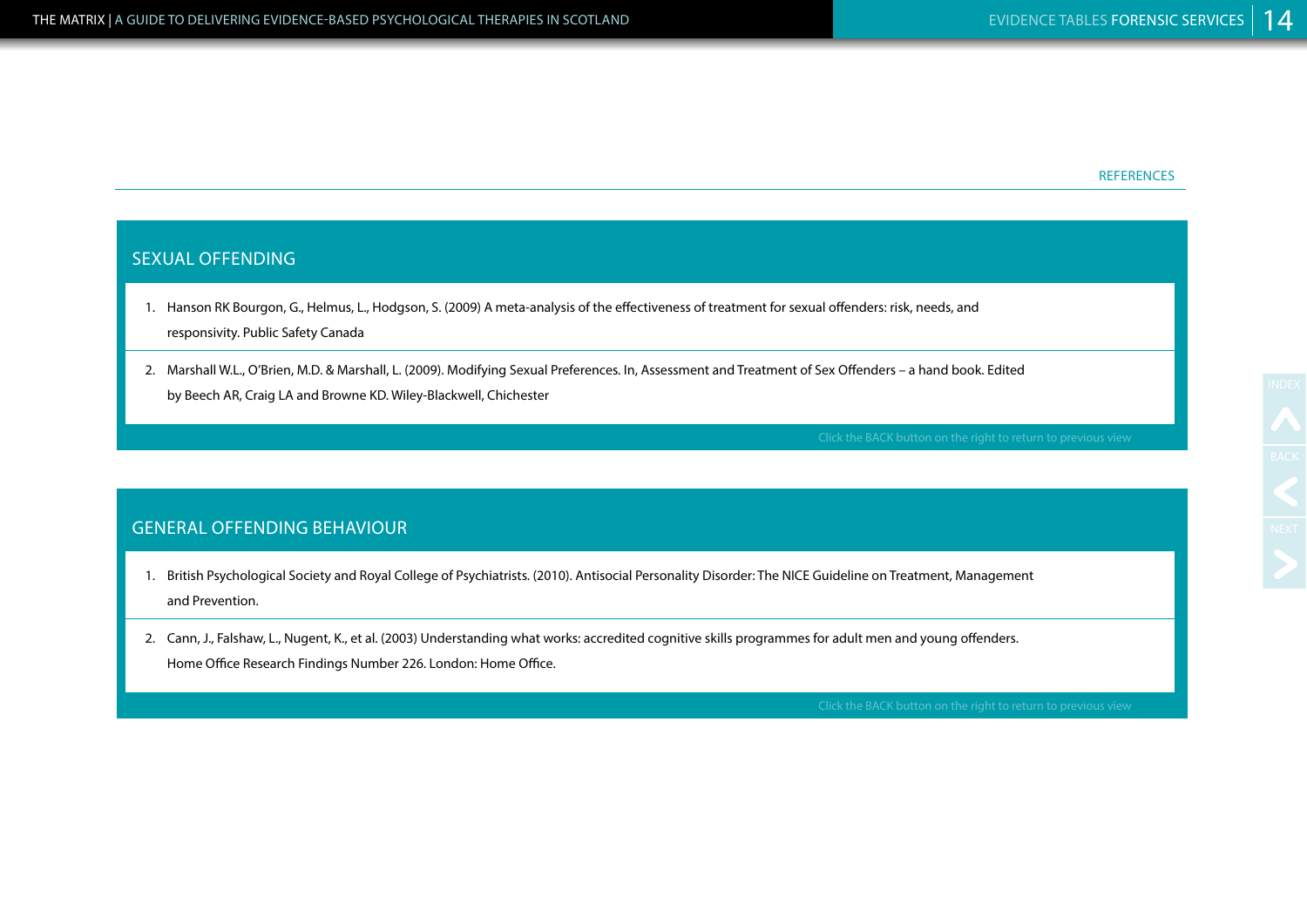REFERENCES

## SEXUAL OFFENDING

1. Hanson RK Bourgon, G., Helmus, L., Hodgson, S. (2009) A meta-analysis of the effectiveness of treatment for sexual offenders: risk, needs, and responsivity. Public Safety Canada
2. Marshall W.L., O'Brien, M.D. & Marshall, L. (2009). Modifying Sexual Preferences. In, Assessment and Treatment of Sex Offenders – a hand book. Edited by Beech AR, Craig LA and Browne KD. Wiley-Blackwell, Chichester

Click the BACK button on the right to return to previous view

## GENERAL OFFENDING BEHAVIOUR

1. British Psychological Society and Royal College of Psychiatrists. (2010). Antisocial Personality Disorder: The NICE Guideline on Treatment, Management and Prevention.
2. Cann, J., Falshaw, L., Nugent, K., et al. (2003) Understanding what works: accredited cognitive skills programmes for adult men and young offenders. Home Office Research Findings Number 226. London: Home Office.

Click the BACK button on the right to return to previous view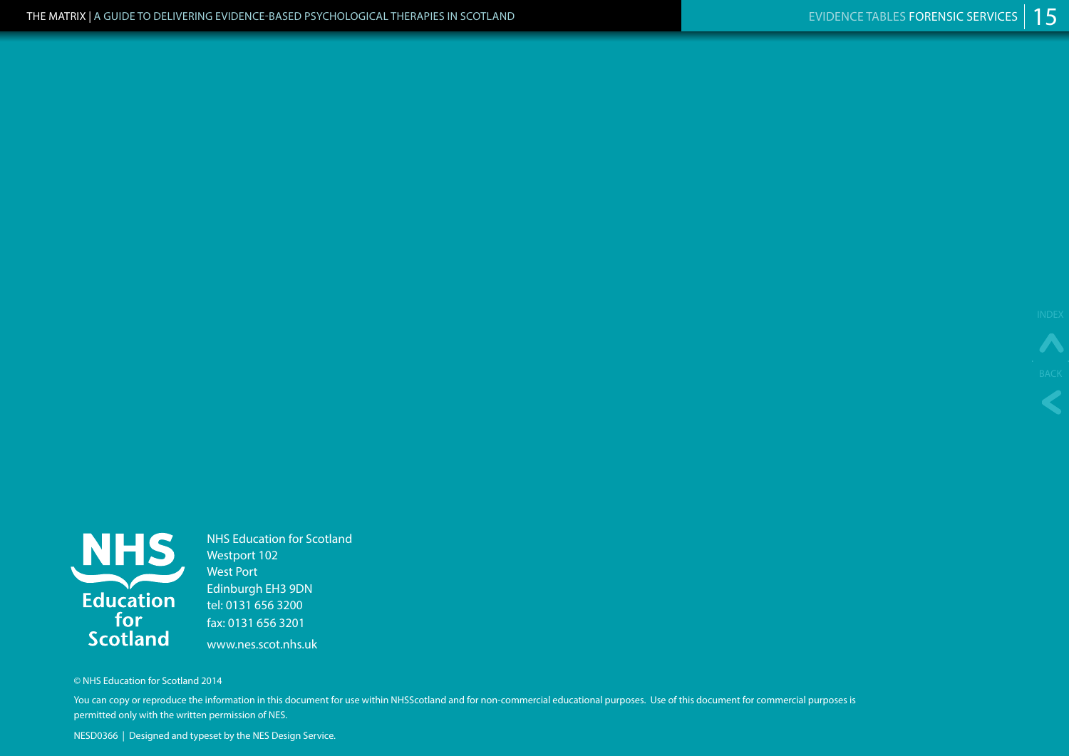NHS Education for Scotland
Westport 102
West Port
Edinburgh EH3 9DN
tel: 0131 656 3200
fax: 0131 656 3201

www.nes.scot.nhs.uk

© NHS Education for Scotland 2014

You can copy or reproduce the information in this document for use within NHSScotland and for non-commercial educational purposes. Use of this document for commercial purposes is permitted only with the written permission of NES.

NESD0366 | Designed and typeset by the NES Design Service.